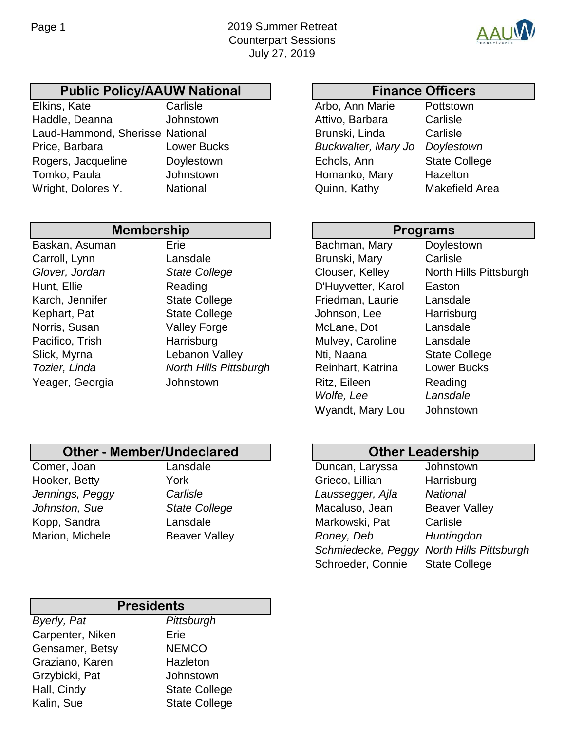# 2019 Summer Retreat
## Counterpart Sessions
### July 27, 2019

AAUW Pennsylvania

## Public Policy/AAUW National

| Name | Branch |
|---|---|
| Elkins, Kate | Carlisle |
| Haddle, Deanna | Johnstown |
| Laud-Hammond, Sherisse | National |
| Price, Barbara | Lower Bucks |
| Rogers, Jacqueline | Doylestown |
| Tomko, Paula | Johnstown |
| Wright, Dolores Y. | National |

## Finance Officers

| Name | Branch |
|---|---|
| Arbo, Ann Marie | Pottstown |
| Attivo, Barbara | Carlisle |
| Brunski, Linda | Carlisle |
| *Buckwalter, Mary Jo* | *Doylestown* |
| Echols, Ann | State College |
| Homanko, Mary | Hazelton |
| Quinn, Kathy | Makefield Area |

## Membership

| Name | Branch |
|---|---|
| Baskan, Asuman | Erie |
| Carroll, Lynn | Lansdale |
| *Glover, Jordan* | *State College* |
| Hunt, Ellie | Reading |
| Karch, Jennifer | State College |
| Kephart, Pat | State College |
| Norris, Susan | Valley Forge |
| Pacifico, Trish | Harrisburg |
| Slick, Myrna | Lebanon Valley |
| *Tozier, Linda* | *North Hills Pittsburgh* |
| Yeager, Georgia | Johnstown |

## Programs

| Name | Branch |
|---|---|
| Bachman, Mary | Doylestown |
| Brunski, Mary | Carlisle |
| Clouser, Kelley | North Hills Pittsburgh |
| D'Huyvetter, Karol | Easton |
| Friedman, Laurie | Lansdale |
| Johnson, Lee | Harrisburg |
| McLane, Dot | Lansdale |
| Mulvey, Caroline | Lansdale |
| Nti, Naana | State College |
| Reinhart, Katrina | Lower Bucks |
| Ritz, Eileen | Reading |
| *Wolfe, Lee* | *Lansdale* |
| Wyandt, Mary Lou | Johnstown |

## Other - Member/Undeclared

| Name | Branch |
|---|---|
| Comer, Joan | Lansdale |
| Hooker, Betty | York |
| *Jennings, Peggy* | *Carlisle* |
| *Johnston, Sue* | *State College* |
| Kopp, Sandra | Lansdale |
| Marion, Michele | Beaver Valley |

## Other Leadership

| Name | Branch |
|---|---|
| Duncan, Laryssa | Johnstown |
| Grieco, Lillian | Harrisburg |
| *Laussegger, Ajla* | *National* |
| Macaluso, Jean | Beaver Valley |
| Markowski, Pat | Carlisle |
| *Roney, Deb* | *Huntingdon* |
| *Schmiedecke, Peggy* | *North Hills Pittsburgh* |
| Schroeder, Connie | State College |

## Presidents

| Name | Branch |
|---|---|
| *Byerly, Pat* | *Pittsburgh* |
| Carpenter, Niken | Erie |
| Gensamer, Betsy | NEMCO |
| Graziano, Karen | Hazleton |
| Grzybicki, Pat | Johnstown |
| Hall, Cindy | State College |
| Kalin, Sue | State College |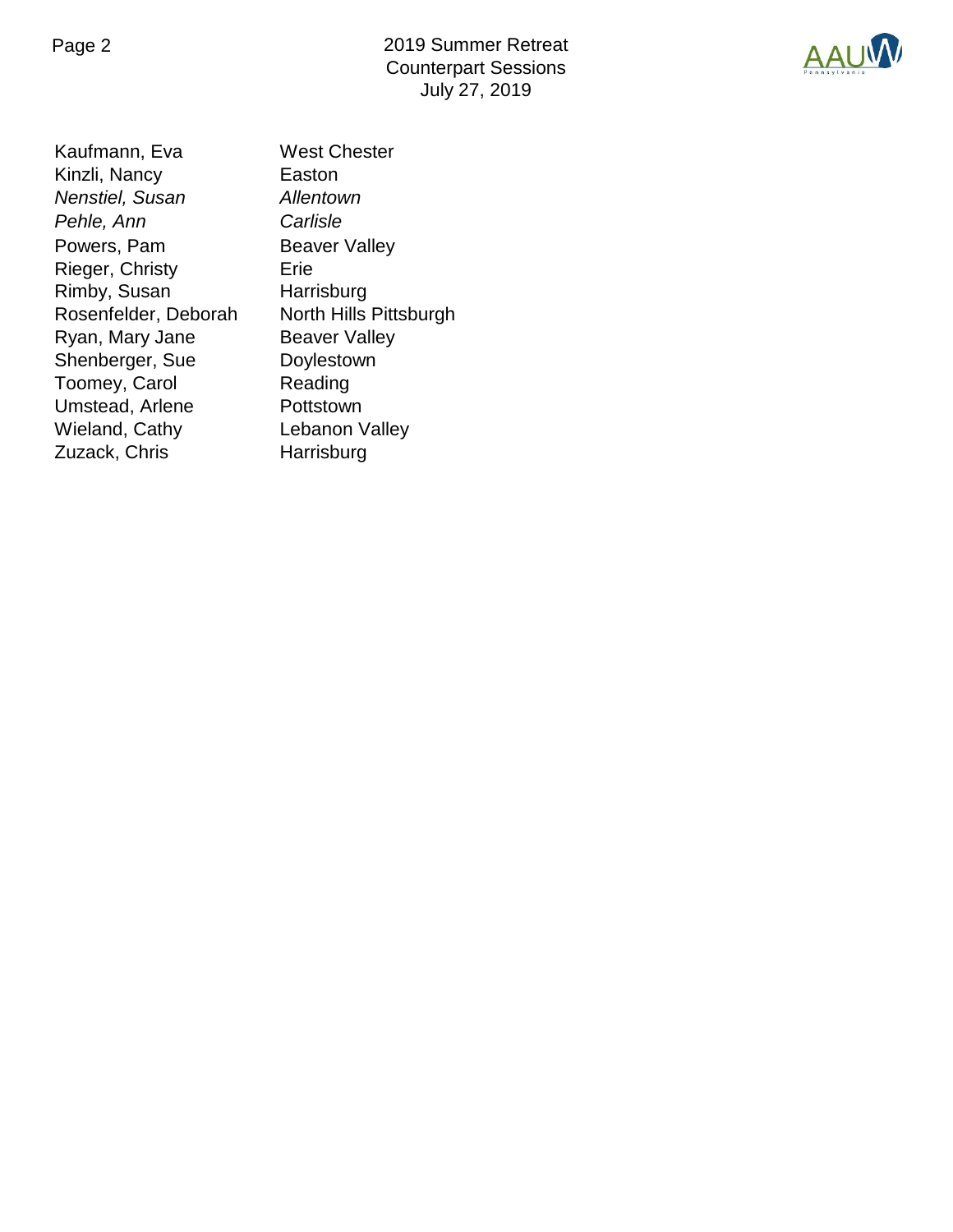| | |
|---|---|
| Kaufmann, Eva | West Chester |
| Kinzli, Nancy | Easton |
| *Nenstiel, Susan* | *Allentown* |
| *Pehle, Ann* | *Carlisle* |
| Powers, Pam | Beaver Valley |
| Rieger, Christy | Erie |
| Rimby, Susan | Harrisburg |
| Rosenfelder, Deborah | North Hills Pittsburgh |
| Ryan, Mary Jane | Beaver Valley |
| Shenberger, Sue | Doylestown |
| Toomey, Carol | Reading |
| Umstead, Arlene | Pottstown |
| Wieland, Cathy | Lebanon Valley |
| Zuzack, Chris | Harrisburg |